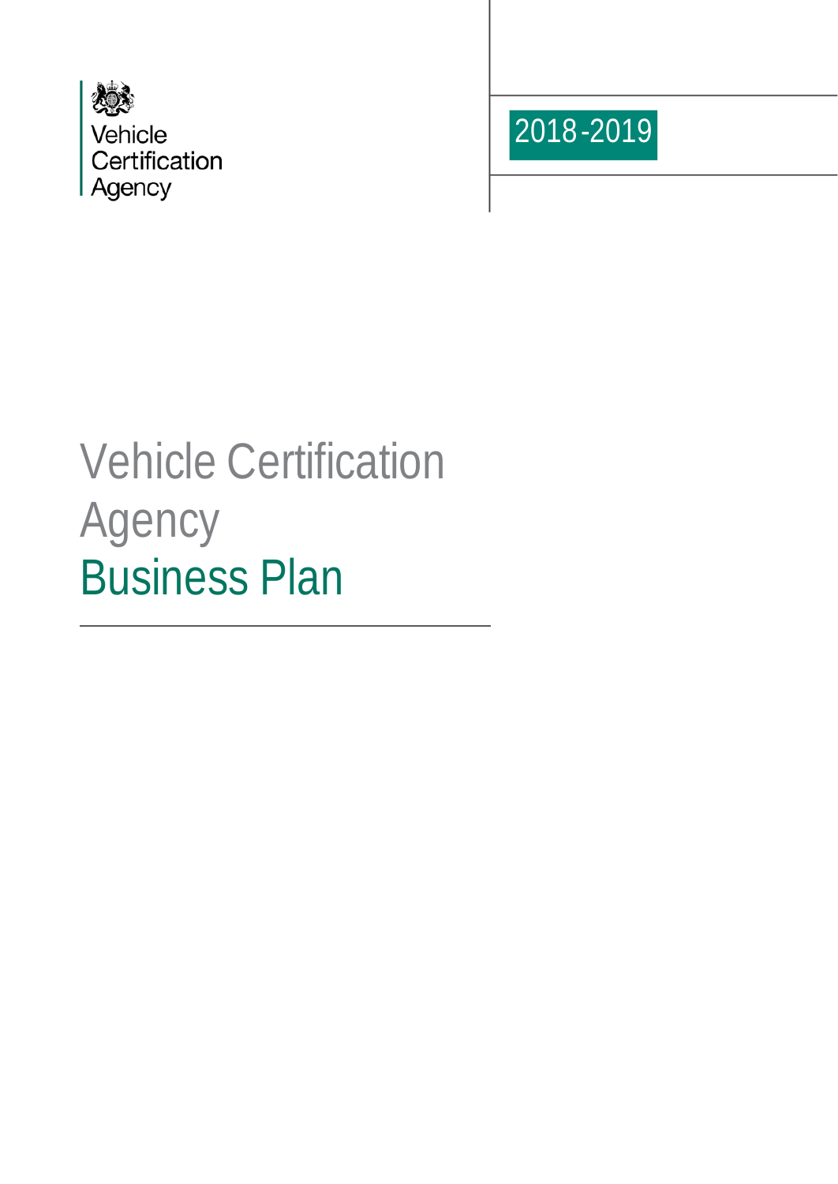Vehicle
Certification
Agency

2018-2019

# Vehicle Certification Agency
# Business Plan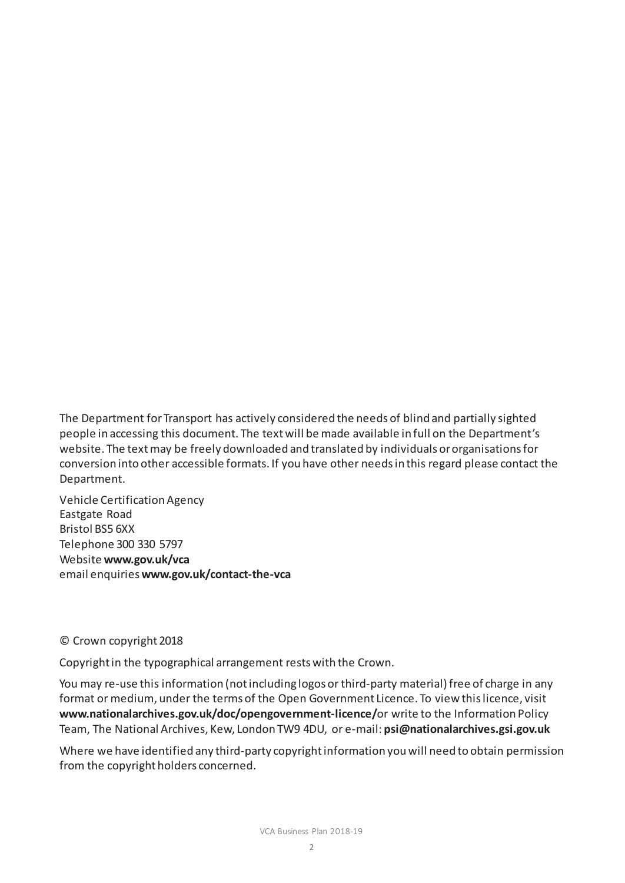The Department for Transport has actively considered the needs of blind and partially sighted people in accessing this document. The text will be made available in full on the Department's website. The text may be freely downloaded and translated by individuals or organisations for conversion into other accessible formats. If you have other needs in this regard please contact the Department.

Vehicle Certification Agency
Eastgate Road
Bristol BS5 6XX
Telephone 300 330 5797
Website **www.gov.uk/vca**
email enquiries **www.gov.uk/contact-the-vca**

© Crown copyright 2018

Copyright in the typographical arrangement rests with the Crown.

You may re-use this information (not including logos or third-party material) free of charge in any format or medium, under the terms of the Open Government Licence. To view this licence, visit **www.nationalarchives.gov.uk/doc/opengovernment-licence/** or write to the Information Policy Team, The National Archives, Kew, London TW9 4DU, or e-mail: **psi@nationalarchives.gsi.gov.uk**

Where we have identified any third-party copyright information you will need to obtain permission from the copyright holders concerned.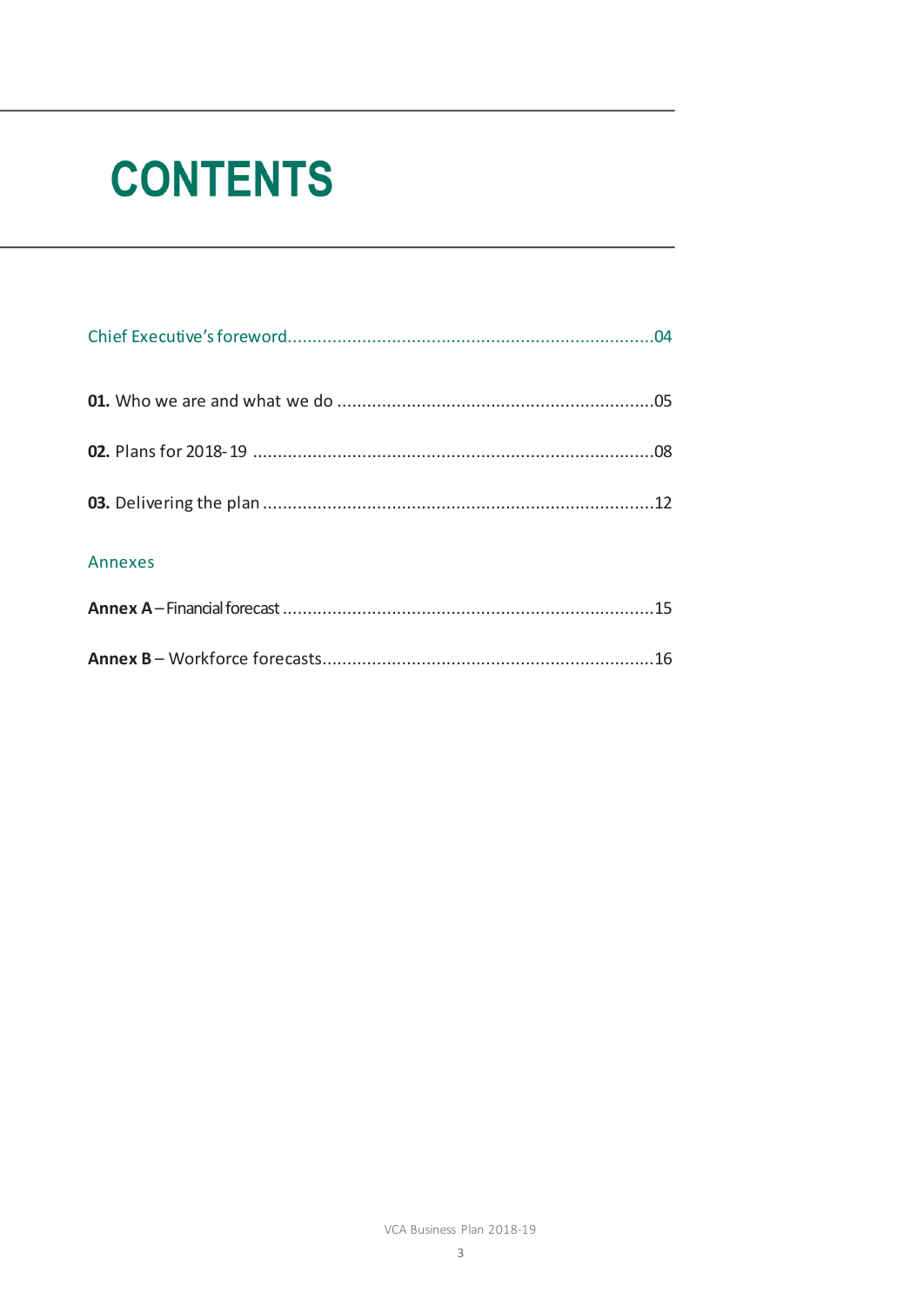# CONTENTS

Chief Executive's foreword..........................................................................04

**01.** Who we are and what we do ................................................................05

**02.** Plans for 2018-19 ................................................................................08

**03.** Delivering the plan ..............................................................................12

Annexes

**Annex A** – Financial forecast ...........................................................................15

**Annex B** – Workforce forecasts...................................................................16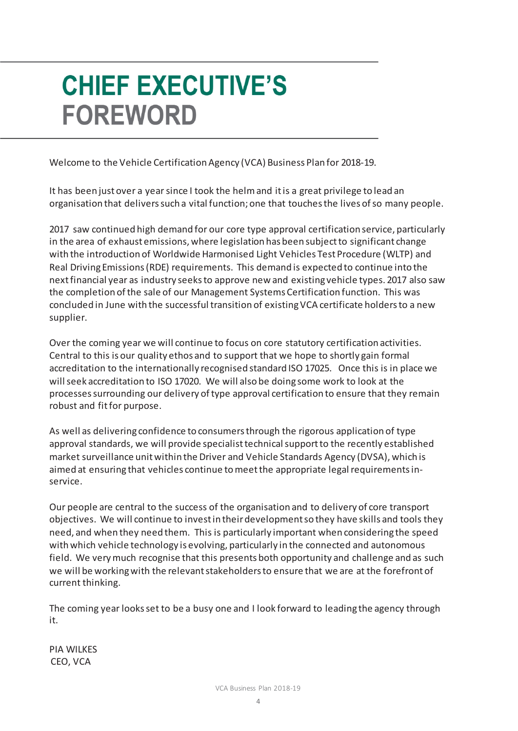# CHIEF EXECUTIVE'S FOREWORD

Welcome to the Vehicle Certification Agency (VCA) Business Plan for 2018-19.

It has been just over a year since I took the helm and it is a great privilege to lead an organisation that delivers such a vital function; one that touches the lives of so many people.

2017 saw continued high demand for our core type approval certification service, particularly in the area of exhaust emissions, where legislation has been subject to significant change with the introduction of Worldwide Harmonised Light Vehicles Test Procedure (WLTP) and Real Driving Emissions (RDE) requirements. This demand is expected to continue into the next financial year as industry seeks to approve new and existing vehicle types. 2017 also saw the completion of the sale of our Management Systems Certification function. This was concluded in June with the successful transition of existing VCA certificate holders to a new supplier.

Over the coming year we will continue to focus on core statutory certification activities. Central to this is our quality ethos and to support that we hope to shortly gain formal accreditation to the internationally recognised standard ISO 17025. Once this is in place we will seek accreditation to ISO 17020. We will also be doing some work to look at the processes surrounding our delivery of type approval certification to ensure that they remain robust and fit for purpose.

As well as delivering confidence to consumers through the rigorous application of type approval standards, we will provide specialist technical support to the recently established market surveillance unit within the Driver and Vehicle Standards Agency (DVSA), which is aimed at ensuring that vehicles continue to meet the appropriate legal requirements in-service.

Our people are central to the success of the organisation and to delivery of core transport objectives. We will continue to invest in their development so they have skills and tools they need, and when they need them. This is particularly important when considering the speed with which vehicle technology is evolving, particularly in the connected and autonomous field. We very much recognise that this presents both opportunity and challenge and as such we will be working with the relevant stakeholders to ensure that we are at the forefront of current thinking.

The coming year looks set to be a busy one and I look forward to leading the agency through it.

PIA WILKES
CEO, VCA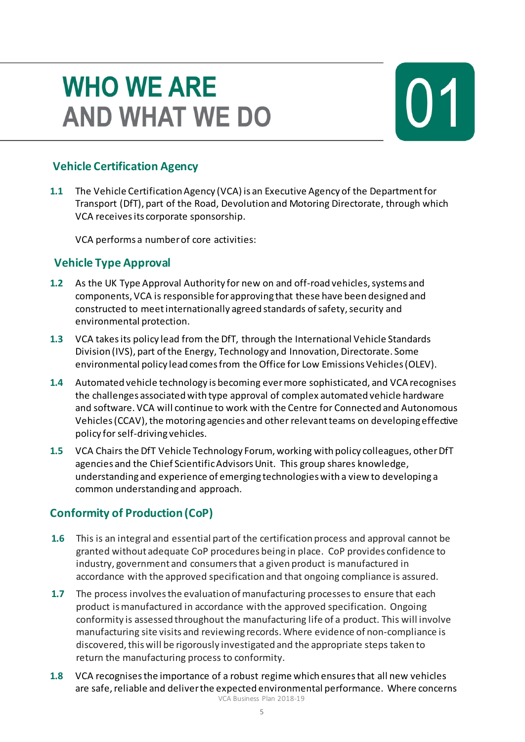# WHO WE ARE AND WHAT WE DO

# 01

## Vehicle Certification Agency

**1.1** The Vehicle Certification Agency (VCA) is an Executive Agency of the Department for Transport (DfT), part of the Road, Devolution and Motoring Directorate, through which VCA receives its corporate sponsorship.

VCA performs a number of core activities:

## Vehicle Type Approval

**1.2** As the UK Type Approval Authority for new on and off-road vehicles, systems and components, VCA is responsible for approving that these have been designed and constructed to meet internationally agreed standards of safety, security and environmental protection.

**1.3** VCA takes its policy lead from the DfT, through the International Vehicle Standards Division (IVS), part of the Energy, Technology and Innovation, Directorate. Some environmental policy lead comes from the Office for Low Emissions Vehicles (OLEV).

**1.4** Automated vehicle technology is becoming ever more sophisticated, and VCA recognises the challenges associated with type approval of complex automated vehicle hardware and software. VCA will continue to work with the Centre for Connected and Autonomous Vehicles (CCAV), the motoring agencies and other relevant teams on developing effective policy for self-driving vehicles.

**1.5** VCA Chairs the DfT Vehicle Technology Forum, working with policy colleagues, other DfT agencies and the Chief Scientific Advisors Unit. This group shares knowledge, understanding and experience of emerging technologies with a view to developing a common understanding and approach.

## Conformity of Production (CoP)

**1.6** This is an integral and essential part of the certification process and approval cannot be granted without adequate CoP procedures being in place. CoP provides confidence to industry, government and consumers that a given product is manufactured in accordance with the approved specification and that ongoing compliance is assured.

**1.7** The process involves the evaluation of manufacturing processes to ensure that each product is manufactured in accordance with the approved specification. Ongoing conformity is assessed throughout the manufacturing life of a product. This will involve manufacturing site visits and reviewing records. Where evidence of non-compliance is discovered, this will be rigorously investigated and the appropriate steps taken to return the manufacturing process to conformity.

**1.8** VCA recognises the importance of a robust regime which ensures that all new vehicles are safe, reliable and deliver the expected environmental performance. Where concerns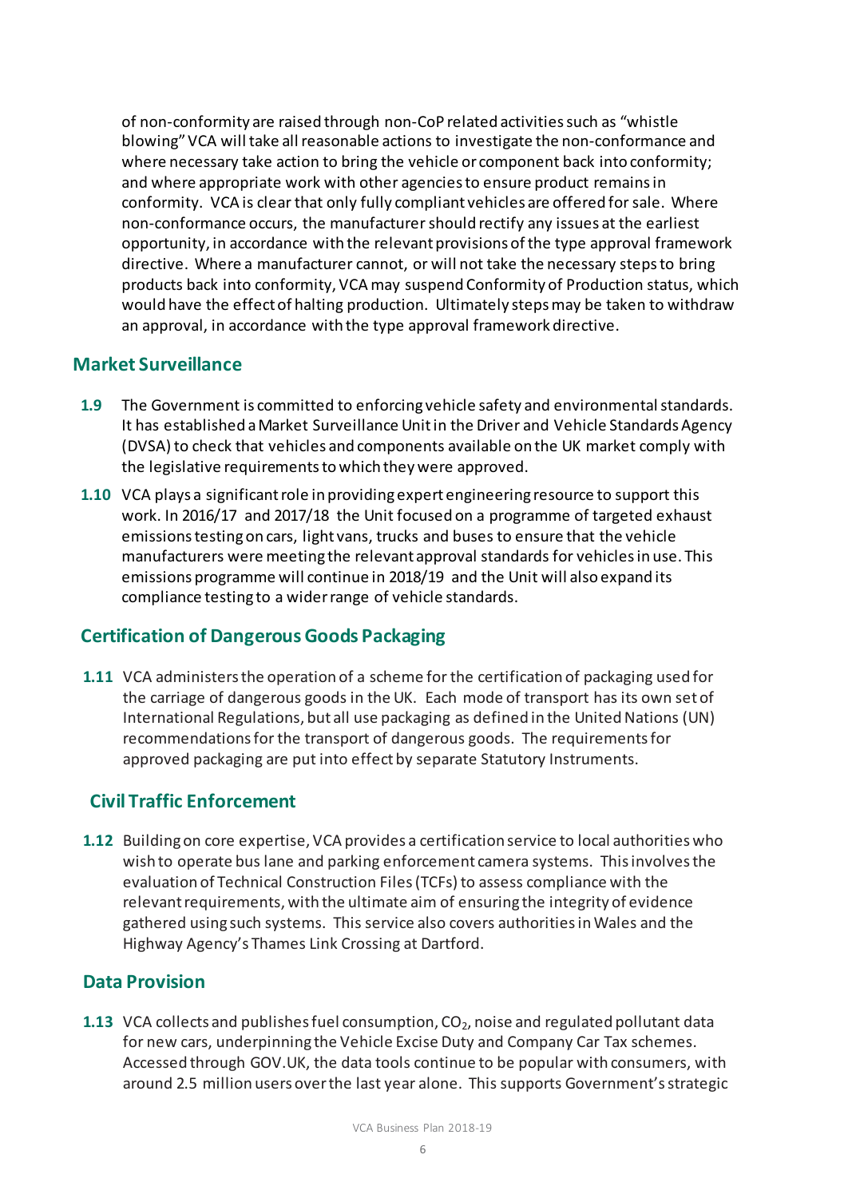of non-conformity are raised through non-CoP related activities such as "whistle blowing" VCA will take all reasonable actions to investigate the non-conformance and where necessary take action to bring the vehicle or component back into conformity; and where appropriate work with other agencies to ensure product remains in conformity. VCA is clear that only fully compliant vehicles are offered for sale. Where non-conformance occurs, the manufacturer should rectify any issues at the earliest opportunity, in accordance with the relevant provisions of the type approval framework directive. Where a manufacturer cannot, or will not take the necessary steps to bring products back into conformity, VCA may suspend Conformity of Production status, which would have the effect of halting production. Ultimately steps may be taken to withdraw an approval, in accordance with the type approval framework directive.

## Market Surveillance

**1.9** The Government is committed to enforcing vehicle safety and environmental standards. It has established a Market Surveillance Unit in the Driver and Vehicle Standards Agency (DVSA) to check that vehicles and components available on the UK market comply with the legislative requirements to which they were approved.

**1.10** VCA plays a significant role in providing expert engineering resource to support this work. In 2016/17 and 2017/18 the Unit focused on a programme of targeted exhaust emissions testing on cars, light vans, trucks and buses to ensure that the vehicle manufacturers were meeting the relevant approval standards for vehicles in use. This emissions programme will continue in 2018/19 and the Unit will also expand its compliance testing to a wider range of vehicle standards.

## Certification of Dangerous Goods Packaging

**1.11** VCA administers the operation of a scheme for the certification of packaging used for the carriage of dangerous goods in the UK. Each mode of transport has its own set of International Regulations, but all use packaging as defined in the United Nations (UN) recommendations for the transport of dangerous goods. The requirements for approved packaging are put into effect by separate Statutory Instruments.

## Civil Traffic Enforcement

**1.12** Building on core expertise, VCA provides a certification service to local authorities who wish to operate bus lane and parking enforcement camera systems. This involves the evaluation of Technical Construction Files (TCFs) to assess compliance with the relevant requirements, with the ultimate aim of ensuring the integrity of evidence gathered using such systems. This service also covers authorities in Wales and the Highway Agency's Thames Link Crossing at Dartford.

## Data Provision

**1.13** VCA collects and publishes fuel consumption, $CO_2$, noise and regulated pollutant data for new cars, underpinning the Vehicle Excise Duty and Company Car Tax schemes. Accessed through GOV.UK, the data tools continue to be popular with consumers, with around 2.5 million users over the last year alone. This supports Government's strategic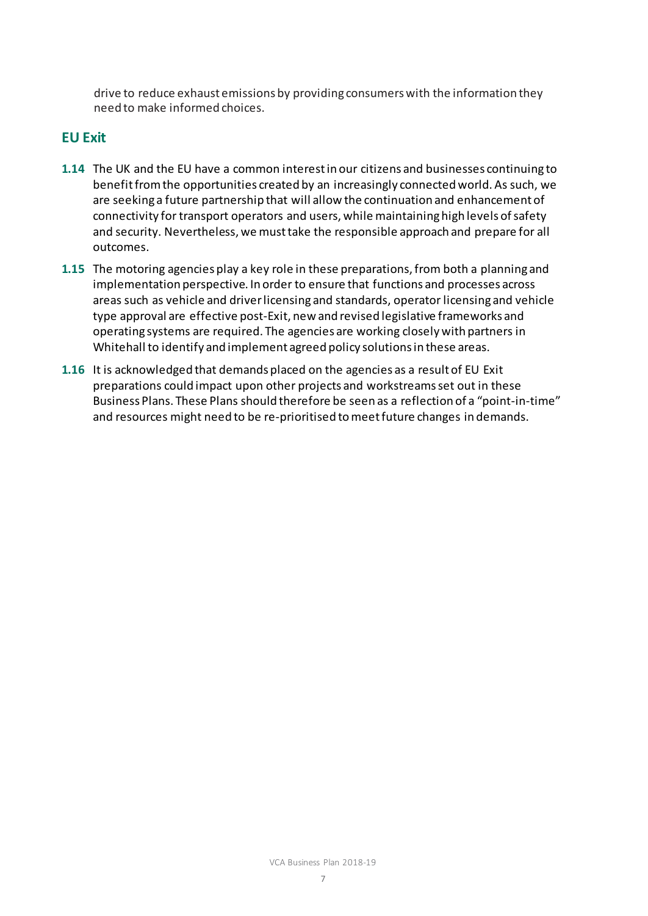drive to reduce exhaust emissions by providing consumers with the information they need to make informed choices.

## EU Exit

**1.14** The UK and the EU have a common interest in our citizens and businesses continuing to benefit from the opportunities created by an increasingly connected world. As such, we are seeking a future partnership that will allow the continuation and enhancement of connectivity for transport operators and users, while maintaining high levels of safety and security. Nevertheless, we must take the responsible approach and prepare for all outcomes.

**1.15** The motoring agencies play a key role in these preparations, from both a planning and implementation perspective. In order to ensure that functions and processes across areas such as vehicle and driver licensing and standards, operator licensing and vehicle type approval are effective post-Exit, new and revised legislative frameworks and operating systems are required. The agencies are working closely with partners in Whitehall to identify and implement agreed policy solutions in these areas.

**1.16** It is acknowledged that demands placed on the agencies as a result of EU Exit preparations could impact upon other projects and workstreams set out in these Business Plans. These Plans should therefore be seen as a reflection of a "point-in-time" and resources might need to be re-prioritised to meet future changes in demands.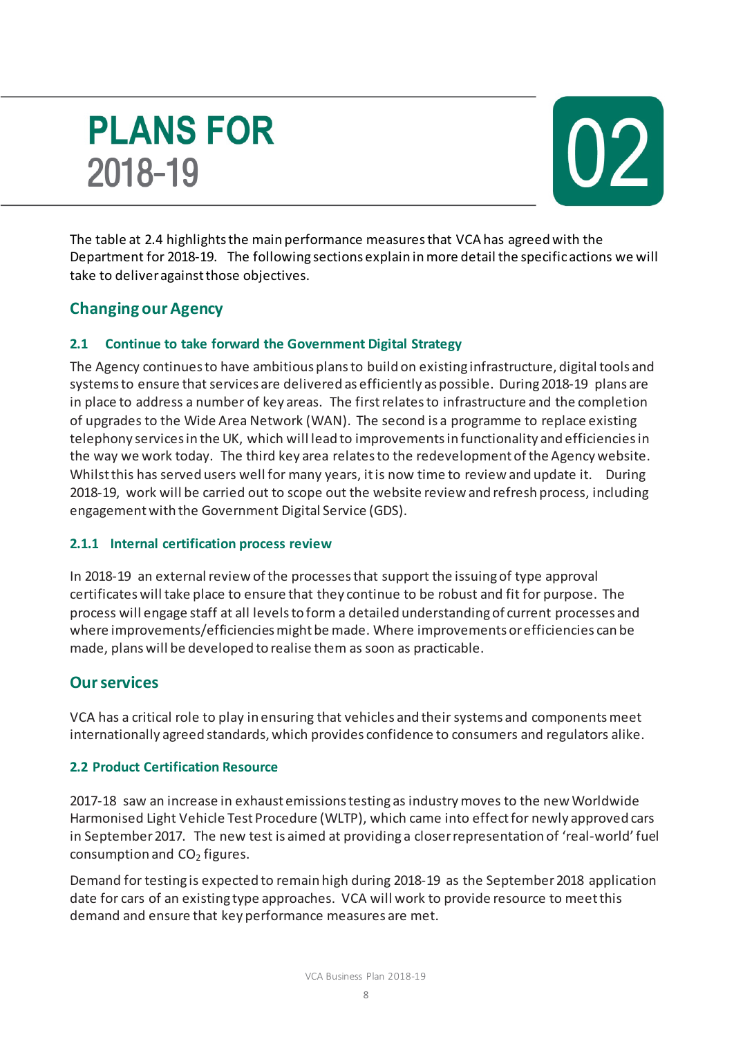# PLANS FOR 2018-19

## 02

The table at 2.4 highlights the main performance measures that VCA has agreed with the Department for 2018-19. The following sections explain in more detail the specific actions we will take to deliver against those objectives.

## Changing our Agency

### 2.1 Continue to take forward the Government Digital Strategy

The Agency continues to have ambitious plans to build on existing infrastructure, digital tools and systems to ensure that services are delivered as efficiently as possible. During 2018-19 plans are in place to address a number of key areas. The first relates to infrastructure and the completion of upgrades to the Wide Area Network (WAN). The second is a programme to replace existing telephony services in the UK, which will lead to improvements in functionality and efficiencies in the way we work today. The third key area relates to the redevelopment of the Agency website. Whilst this has served users well for many years, it is now time to review and update it. During 2018-19, work will be carried out to scope out the website review and refresh process, including engagement with the Government Digital Service (GDS).

#### 2.1.1 Internal certification process review

In 2018-19 an external review of the processes that support the issuing of type approval certificates will take place to ensure that they continue to be robust and fit for purpose. The process will engage staff at all levels to form a detailed understanding of current processes and where improvements/efficiencies might be made. Where improvements or efficiencies can be made, plans will be developed to realise them as soon as practicable.

## Our services

VCA has a critical role to play in ensuring that vehicles and their systems and components meet internationally agreed standards, which provides confidence to consumers and regulators alike.

### 2.2 Product Certification Resource

2017-18 saw an increase in exhaust emissions testing as industry moves to the new Worldwide Harmonised Light Vehicle Test Procedure (WLTP), which came into effect for newly approved cars in September 2017. The new test is aimed at providing a closer representation of 'real-world' fuel consumption and $CO_2$ figures.

Demand for testing is expected to remain high during 2018-19 as the September 2018 application date for cars of an existing type approaches. VCA will work to provide resource to meet this demand and ensure that key performance measures are met.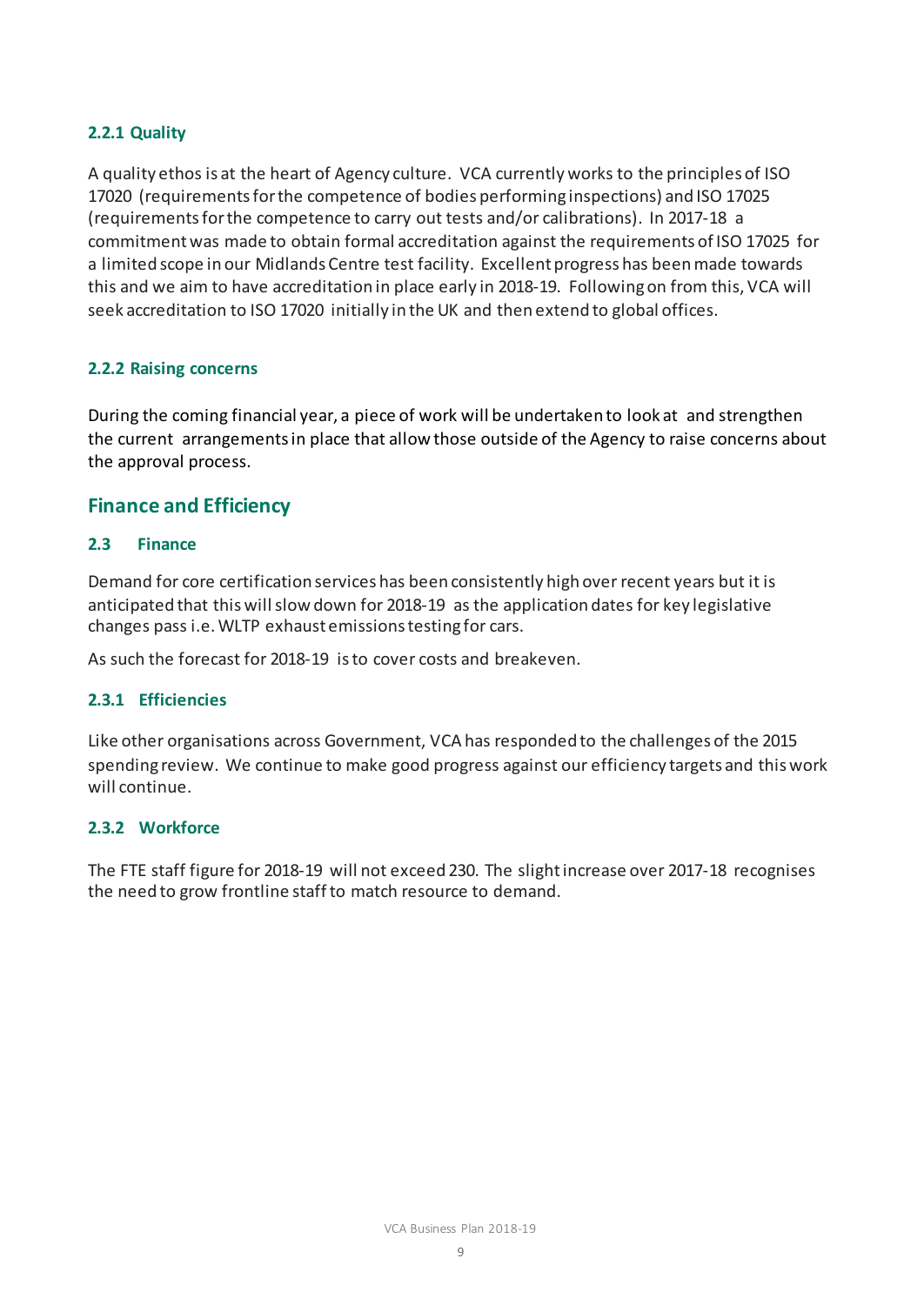#### 2.2.1 Quality

A quality ethos is at the heart of Agency culture. VCA currently works to the principles of ISO 17020 (requirements for the competence of bodies performing inspections) and ISO 17025 (requirements for the competence to carry out tests and/or calibrations). In 2017-18 a commitment was made to obtain formal accreditation against the requirements of ISO 17025 for a limited scope in our Midlands Centre test facility. Excellent progress has been made towards this and we aim to have accreditation in place early in 2018-19. Following on from this, VCA will seek accreditation to ISO 17020 initially in the UK and then extend to global offices.

#### 2.2.2 Raising concerns

During the coming financial year, a piece of work will be undertaken to look at and strengthen the current arrangements in place that allow those outside of the Agency to raise concerns about the approval process.

## Finance and Efficiency

### 2.3 Finance

Demand for core certification services has been consistently high over recent years but it is anticipated that this will slow down for 2018-19 as the application dates for key legislative changes pass i.e. WLTP exhaust emissions testing for cars.

As such the forecast for 2018-19 is to cover costs and breakeven.

#### 2.3.1 Efficiencies

Like other organisations across Government, VCA has responded to the challenges of the 2015 spending review. We continue to make good progress against our efficiency targets and this work will continue.

#### 2.3.2 Workforce

The FTE staff figure for 2018-19 will not exceed 230. The slight increase over 2017-18 recognises the need to grow frontline staff to match resource to demand.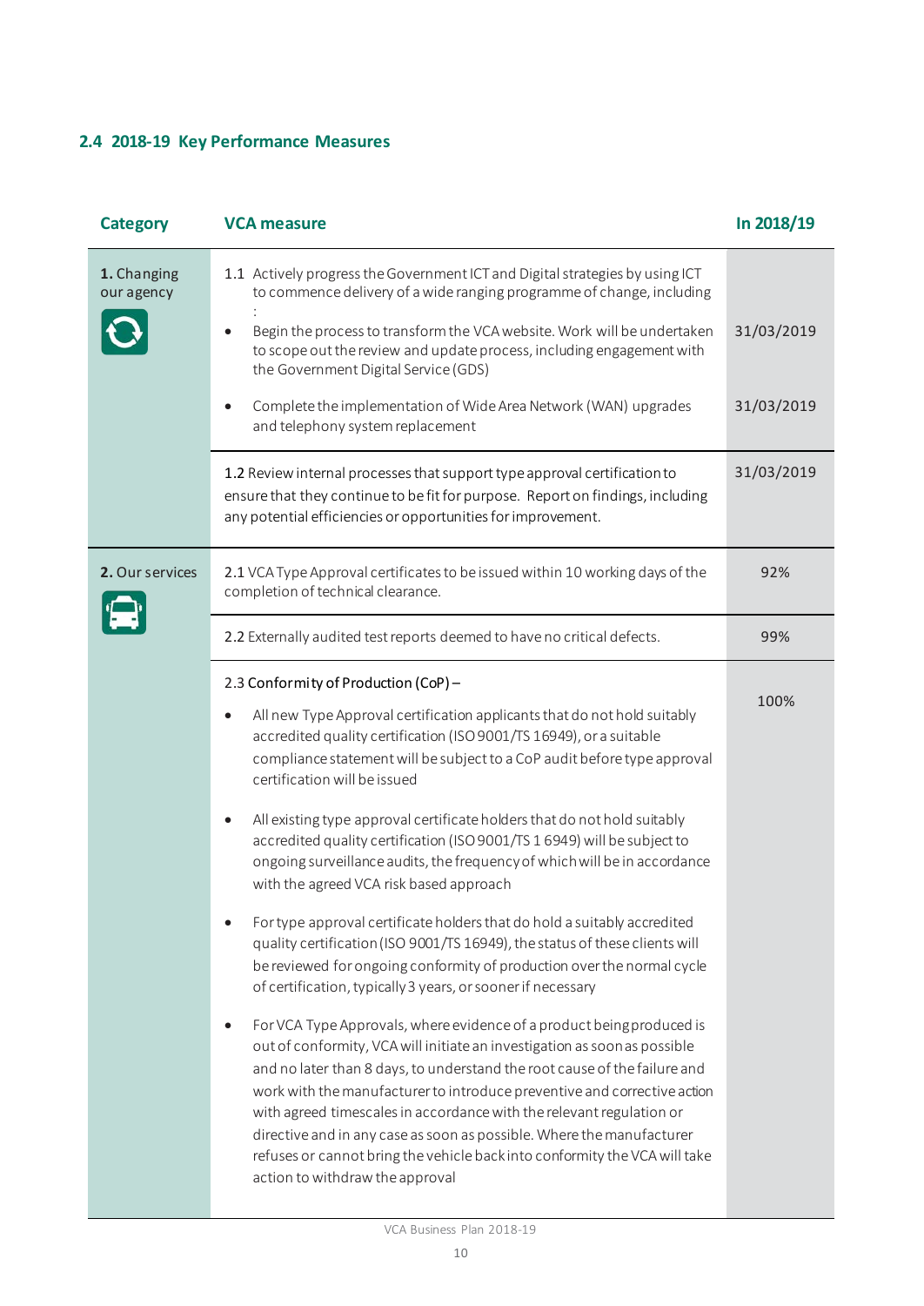## 2.4 2018-19 Key Performance Measures

| Category | VCA measure | In 2018/19 |
|---|---|---|
| **1.** Changing our agency | 1.1 Actively progress the Government ICT and Digital strategies by using ICT to commence delivery of a wide ranging programme of change, including : | |
| | • Begin the process to transform the VCA website. Work will be undertaken to scope out the review and update process, including engagement with the Government Digital Service (GDS) | 31/03/2019 |
| | • Complete the implementation of Wide Area Network (WAN) upgrades and telephony system replacement | 31/03/2019 |
| | 1.2 Review internal processes that support type approval certification to ensure that they continue to be fit for purpose. Report on findings, including any potential efficiencies or opportunities for improvement. | 31/03/2019 |
| **2.** Our services | 2.1 VCA Type Approval certificates to be issued within 10 working days of the completion of technical clearance. | 92% |
| | 2.2 Externally audited test reports deemed to have no critical defects. | 99% |
| | 2.3 Conformity of Production (CoP) – <br>• All new Type Approval certification applicants that do not hold suitably accredited quality certification (ISO 9001/TS 16949), or a suitable compliance statement will be subject to a CoP audit before type approval certification will be issued<br>• All existing type approval certificate holders that do not hold suitably accredited quality certification (ISO 9001/TS 1 6949) will be subject to ongoing surveillance audits, the frequency of which will be in accordance with the agreed VCA risk based approach<br>• For type approval certificate holders that do hold a suitably accredited quality certification (ISO 9001/TS 16949), the status of these clients will be reviewed for ongoing conformity of production over the normal cycle of certification, typically 3 years, or sooner if necessary<br>• For VCA Type Approvals, where evidence of a product being produced is out of conformity, VCA will initiate an investigation as soon as possible and no later than 8 days, to understand the root cause of the failure and work with the manufacturer to introduce preventive and corrective action with agreed timescales in accordance with the relevant regulation or directive and in any case as soon as possible. Where the manufacturer refuses or cannot bring the vehicle back into conformity the VCA will take action to withdraw the approval | 100% |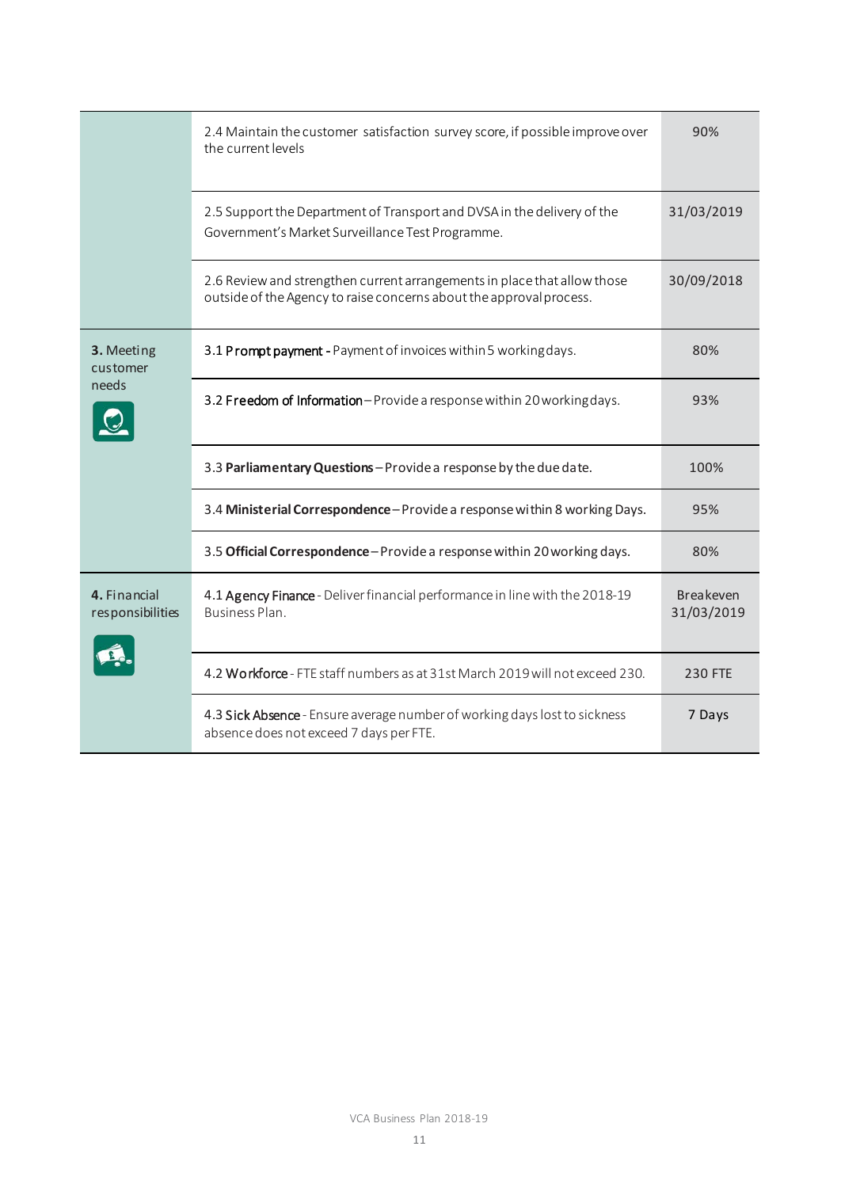| | | |
|---|---|---|
| | 2.4 Maintain the customer satisfaction survey score, if possible improve over the current levels | 90% |
| | 2.5 Support the Department of Transport and DVSA in the delivery of the Government's Market Surveillance Test Programme. | 31/03/2019 |
| | 2.6 Review and strengthen current arrangements in place that allow those outside of the Agency to raise concerns about the approval process. | 30/09/2018 |
| **3.** Meeting customer needs | 3.1 **Prompt payment** - Payment of invoices within 5 working days. | 80% |
| | 3.2 **Freedom of Information** – Provide a response within 20 working days. | 93% |
| | 3.3 **Parliamentary Questions** – Provide a response by the due date. | 100% |
| | 3.4 **Ministerial Correspondence** – Provide a response within 8 working Days. | 95% |
| | 3.5 **Official Correspondence** – Provide a response within 20 working days. | 80% |
| **4.** Financial responsibilities | 4.1 **Agency Finance** - Deliver financial performance in line with the 2018-19 Business Plan. | Breakeven 31/03/2019 |
| | 4.2 **Workforce** - FTE staff numbers as at 31st March 2019 will not exceed 230. | 230 FTE |
| | 4.3 **Sick Absence** - Ensure average number of working days lost to sickness absence does not exceed 7 days per FTE. | 7 Days |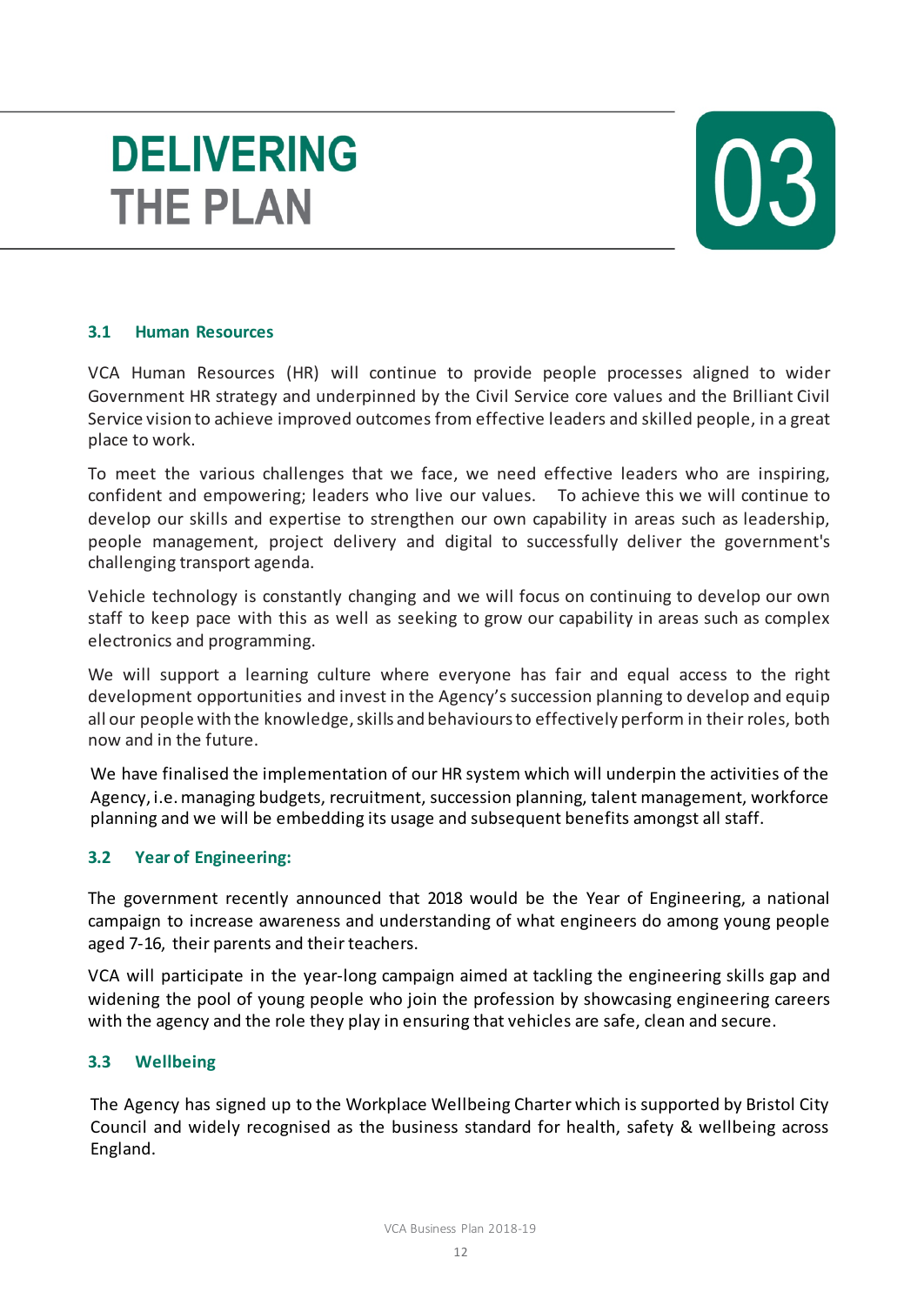# DELIVERING THE PLAN

# 03

### 3.1 Human Resources

VCA Human Resources (HR) will continue to provide people processes aligned to wider Government HR strategy and underpinned by the Civil Service core values and the Brilliant Civil Service vision to achieve improved outcomes from effective leaders and skilled people, in a great place to work.

To meet the various challenges that we face, we need effective leaders who are inspiring, confident and empowering; leaders who live our values. To achieve this we will continue to develop our skills and expertise to strengthen our own capability in areas such as leadership, people management, project delivery and digital to successfully deliver the government's challenging transport agenda.

Vehicle technology is constantly changing and we will focus on continuing to develop our own staff to keep pace with this as well as seeking to grow our capability in areas such as complex electronics and programming.

We will support a learning culture where everyone has fair and equal access to the right development opportunities and invest in the Agency's succession planning to develop and equip all our people with the knowledge, skills and behaviours to effectively perform in their roles, both now and in the future.

We have finalised the implementation of our HR system which will underpin the activities of the Agency, i.e. managing budgets, recruitment, succession planning, talent management, workforce planning and we will be embedding its usage and subsequent benefits amongst all staff.

### 3.2 Year of Engineering:

The government recently announced that 2018 would be the Year of Engineering, a national campaign to increase awareness and understanding of what engineers do among young people aged 7-16, their parents and their teachers.

VCA will participate in the year-long campaign aimed at tackling the engineering skills gap and widening the pool of young people who join the profession by showcasing engineering careers with the agency and the role they play in ensuring that vehicles are safe, clean and secure.

### 3.3 Wellbeing

The Agency has signed up to the Workplace Wellbeing Charter which is supported by Bristol City Council and widely recognised as the business standard for health, safety & wellbeing across England.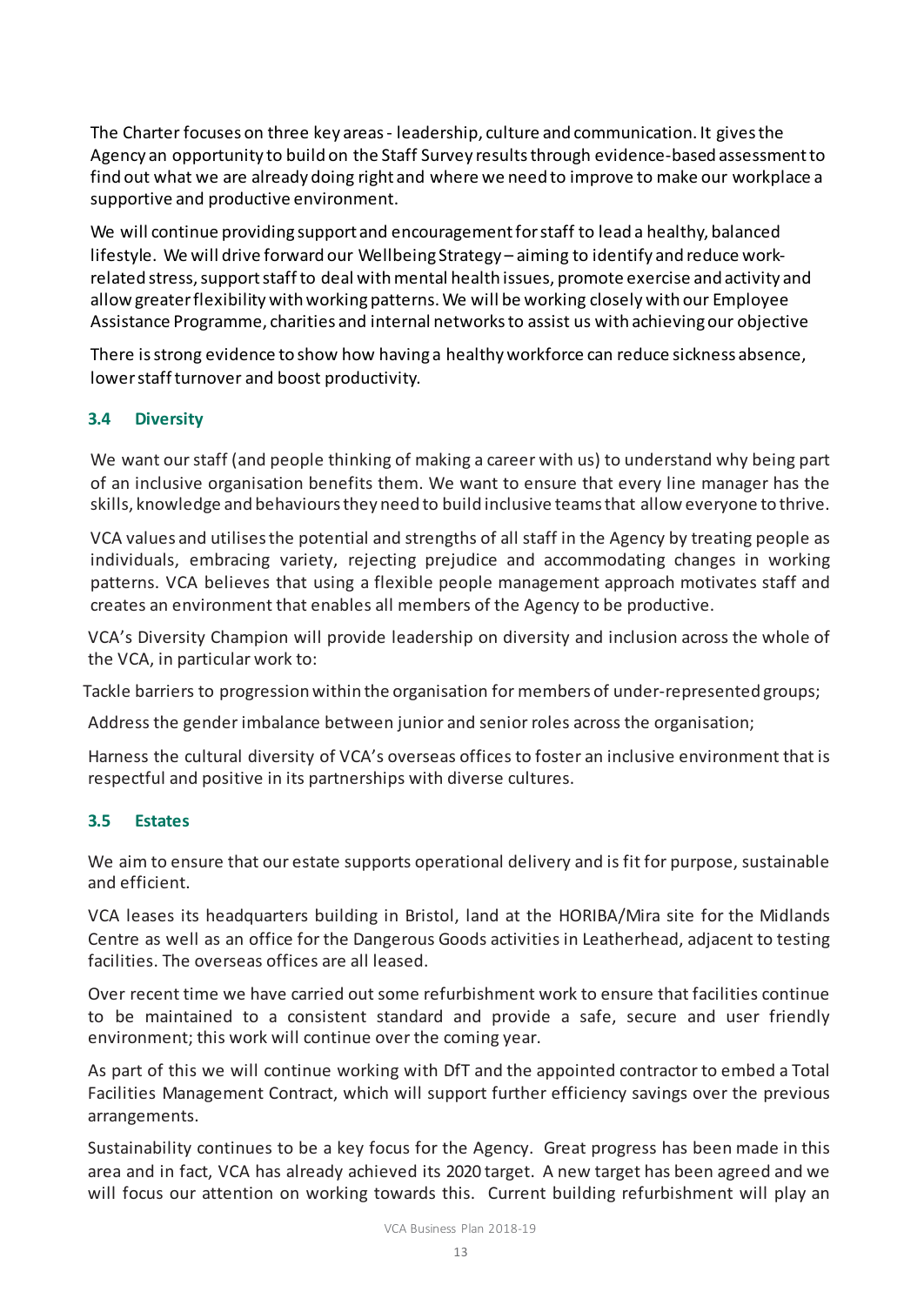The Charter focuses on three key areas - leadership, culture and communication. It gives the Agency an opportunity to build on the Staff Survey results through evidence-based assessment to find out what we are already doing right and where we need to improve to make our workplace a supportive and productive environment.

We will continue providing support and encouragement for staff to lead a healthy, balanced lifestyle. We will drive forward our Wellbeing Strategy – aiming to identify and reduce work-related stress, support staff to deal with mental health issues, promote exercise and activity and allow greater flexibility with working patterns. We will be working closely with our Employee Assistance Programme, charities and internal networks to assist us with achieving our objective

There is strong evidence to show how having a healthy workforce can reduce sickness absence, lower staff turnover and boost productivity.

### 3.4 Diversity

We want our staff (and people thinking of making a career with us) to understand why being part of an inclusive organisation benefits them. We want to ensure that every line manager has the skills, knowledge and behaviours they need to build inclusive teams that allow everyone to thrive.

VCA values and utilises the potential and strengths of all staff in the Agency by treating people as individuals, embracing variety, rejecting prejudice and accommodating changes in working patterns. VCA believes that using a flexible people management approach motivates staff and creates an environment that enables all members of the Agency to be productive.

VCA's Diversity Champion will provide leadership on diversity and inclusion across the whole of the VCA, in particular work to:

Tackle barriers to progression within the organisation for members of under-represented groups;

Address the gender imbalance between junior and senior roles across the organisation;

Harness the cultural diversity of VCA's overseas offices to foster an inclusive environment that is respectful and positive in its partnerships with diverse cultures.

### 3.5 Estates

We aim to ensure that our estate supports operational delivery and is fit for purpose, sustainable and efficient.

VCA leases its headquarters building in Bristol, land at the HORIBA/Mira site for the Midlands Centre as well as an office for the Dangerous Goods activities in Leatherhead, adjacent to testing facilities. The overseas offices are all leased.

Over recent time we have carried out some refurbishment work to ensure that facilities continue to be maintained to a consistent standard and provide a safe, secure and user friendly environment; this work will continue over the coming year.

As part of this we will continue working with DfT and the appointed contractor to embed a Total Facilities Management Contract, which will support further efficiency savings over the previous arrangements.

Sustainability continues to be a key focus for the Agency. Great progress has been made in this area and in fact, VCA has already achieved its 2020 target. A new target has been agreed and we will focus our attention on working towards this. Current building refurbishment will play an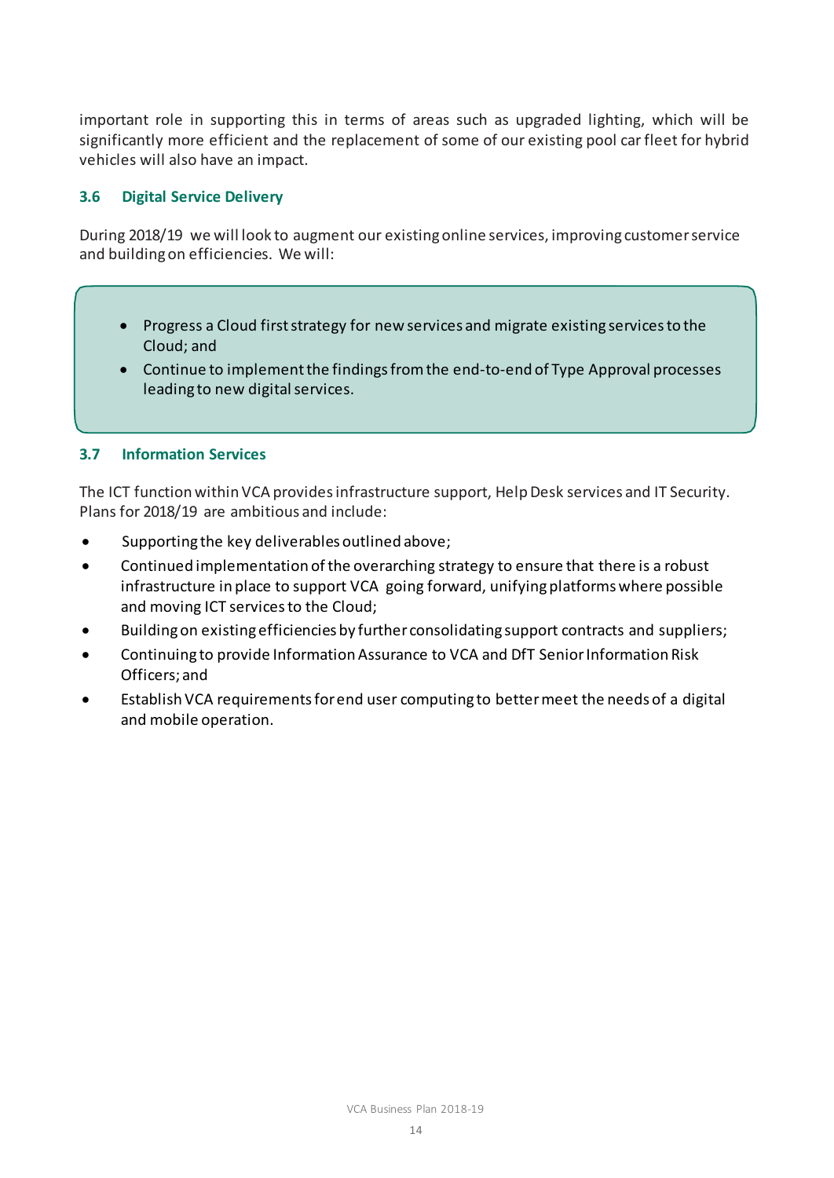important role in supporting this in terms of areas such as upgraded lighting, which will be significantly more efficient and the replacement of some of our existing pool car fleet for hybrid vehicles will also have an impact.

### 3.6 Digital Service Delivery

During 2018/19 we will look to augment our existing online services, improving customer service and building on efficiencies. We will:

- Progress a Cloud first strategy for new services and migrate existing services to the Cloud; and
- Continue to implement the findings from the end-to-end of Type Approval processes leading to new digital services.

### 3.7 Information Services

The ICT function within VCA provides infrastructure support, Help Desk services and IT Security. Plans for 2018/19 are ambitious and include:

- Supporting the key deliverables outlined above;
- Continued implementation of the overarching strategy to ensure that there is a robust infrastructure in place to support VCA going forward, unifying platforms where possible and moving ICT services to the Cloud;
- Building on existing efficiencies by further consolidating support contracts and suppliers;
- Continuing to provide Information Assurance to VCA and DfT Senior Information Risk Officers; and
- Establish VCA requirements for end user computing to better meet the needs of a digital and mobile operation.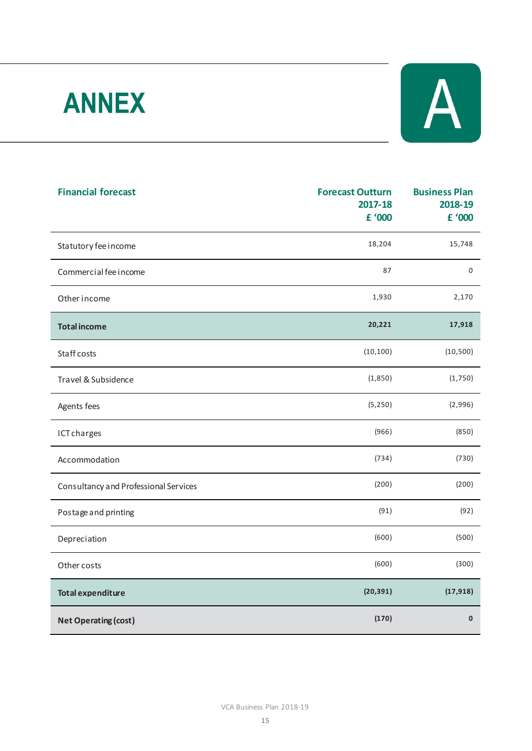# ANNEX A

| Financial forecast | Forecast Outturn 2017-18 £ '000 | Business Plan 2018-19 £ '000 |
|---|---|---|
| Statutory fee income | 18,204 | 15,748 |
| Commercial fee income | 87 | 0 |
| Other income | 1,930 | 2,170 |
| **Total income** | **20,221** | **17,918** |
| Staff costs | (10,100) | (10,500) |
| Travel & Subsidence | (1,850) | (1,750) |
| Agents fees | (5,250) | (2,996) |
| ICT charges | (966) | (850) |
| Accommodation | (734) | (730) |
| Consultancy and Professional Services | (200) | (200) |
| Postage and printing | (91) | (92) |
| Depreciation | (600) | (500) |
| Other costs | (600) | (300) |
| **Total expenditure** | **(20,391)** | **(17,918)** |
| **Net Operating (cost)** | **(170)** | **0** |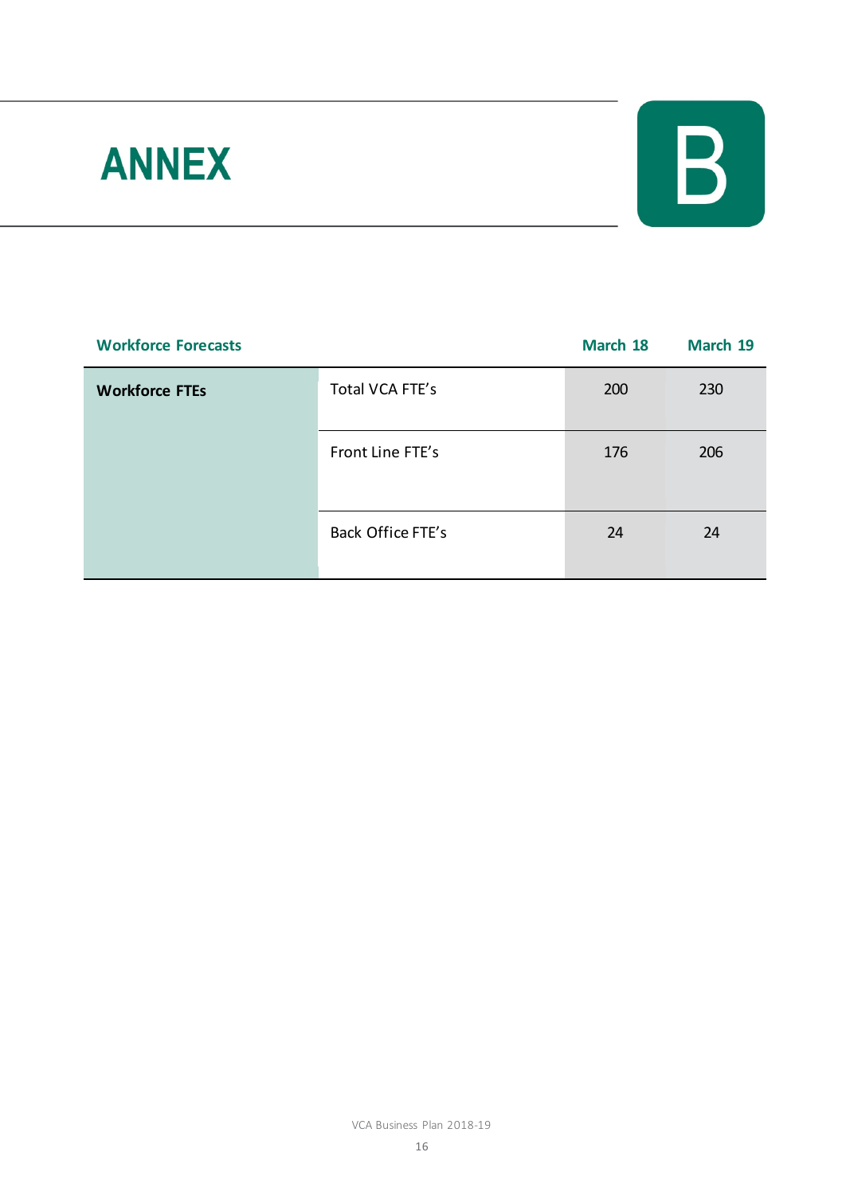# ANNEX B

| Workforce Forecasts | | March 18 | March 19 |
|---|---|---|---|
| **Workforce FTEs** | Total VCA FTE's | 200 | 230 |
| | Front Line FTE's | 176 | 206 |
| | Back Office FTE's | 24 | 24 |